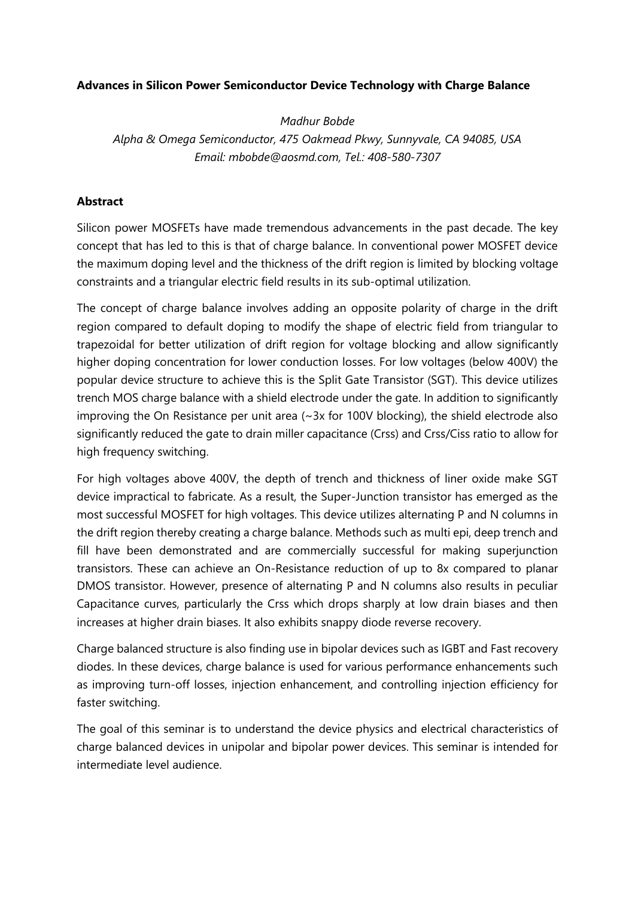**Advances in Silicon Power Semiconductor Device Technology with Charge Balance**

*Madhur Bobde*

*Alpha & Omega Semiconductor, 475 Oakmead Pkwy, Sunnyvale, CA 94085, USA*
*Email: mbobde@aosmd.com, Tel.: 408-580-7307*

**Abstract**

Silicon power MOSFETs have made tremendous advancements in the past decade. The key concept that has led to this is that of charge balance. In conventional power MOSFET device the maximum doping level and the thickness of the drift region is limited by blocking voltage constraints and a triangular electric field results in its sub-optimal utilization.

The concept of charge balance involves adding an opposite polarity of charge in the drift region compared to default doping to modify the shape of electric field from triangular to trapezoidal for better utilization of drift region for voltage blocking and allow significantly higher doping concentration for lower conduction losses. For low voltages (below 400V) the popular device structure to achieve this is the Split Gate Transistor (SGT). This device utilizes trench MOS charge balance with a shield electrode under the gate. In addition to significantly improving the On Resistance per unit area (~3x for 100V blocking), the shield electrode also significantly reduced the gate to drain miller capacitance (Crss) and Crss/Ciss ratio to allow for high frequency switching.

For high voltages above 400V, the depth of trench and thickness of liner oxide make SGT device impractical to fabricate. As a result, the Super-Junction transistor has emerged as the most successful MOSFET for high voltages. This device utilizes alternating P and N columns in the drift region thereby creating a charge balance. Methods such as multi epi, deep trench and fill have been demonstrated and are commercially successful for making superjunction transistors. These can achieve an On-Resistance reduction of up to 8x compared to planar DMOS transistor. However, presence of alternating P and N columns also results in peculiar Capacitance curves, particularly the Crss which drops sharply at low drain biases and then increases at higher drain biases. It also exhibits snappy diode reverse recovery.

Charge balanced structure is also finding use in bipolar devices such as IGBT and Fast recovery diodes. In these devices, charge balance is used for various performance enhancements such as improving turn-off losses, injection enhancement, and controlling injection efficiency for faster switching.

The goal of this seminar is to understand the device physics and electrical characteristics of charge balanced devices in unipolar and bipolar power devices. This seminar is intended for intermediate level audience.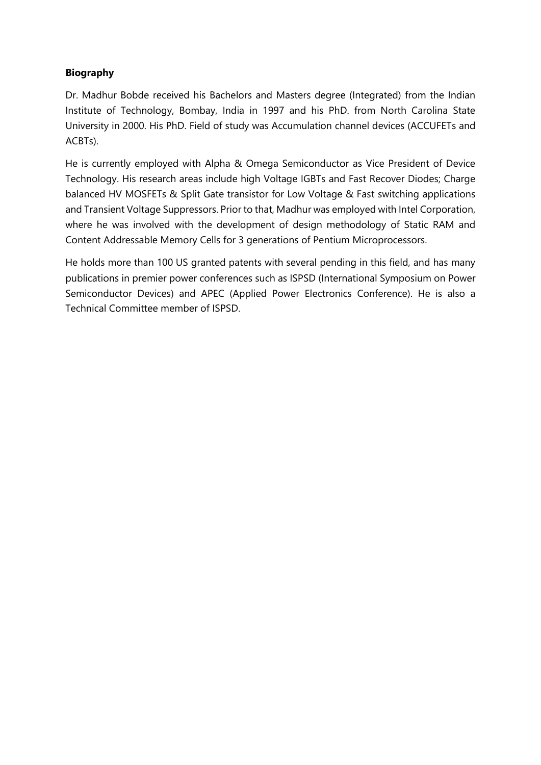**Biography**

Dr. Madhur Bobde received his Bachelors and Masters degree (Integrated) from the Indian Institute of Technology, Bombay, India in 1997 and his PhD. from North Carolina State University in 2000. His PhD. Field of study was Accumulation channel devices (ACCUFETs and ACBTs).

He is currently employed with Alpha & Omega Semiconductor as Vice President of Device Technology. His research areas include high Voltage IGBTs and Fast Recover Diodes; Charge balanced HV MOSFETs & Split Gate transistor for Low Voltage & Fast switching applications and Transient Voltage Suppressors. Prior to that, Madhur was employed with Intel Corporation, where he was involved with the development of design methodology of Static RAM and Content Addressable Memory Cells for 3 generations of Pentium Microprocessors.

He holds more than 100 US granted patents with several pending in this field, and has many publications in premier power conferences such as ISPSD (International Symposium on Power Semiconductor Devices) and APEC (Applied Power Electronics Conference). He is also a Technical Committee member of ISPSD.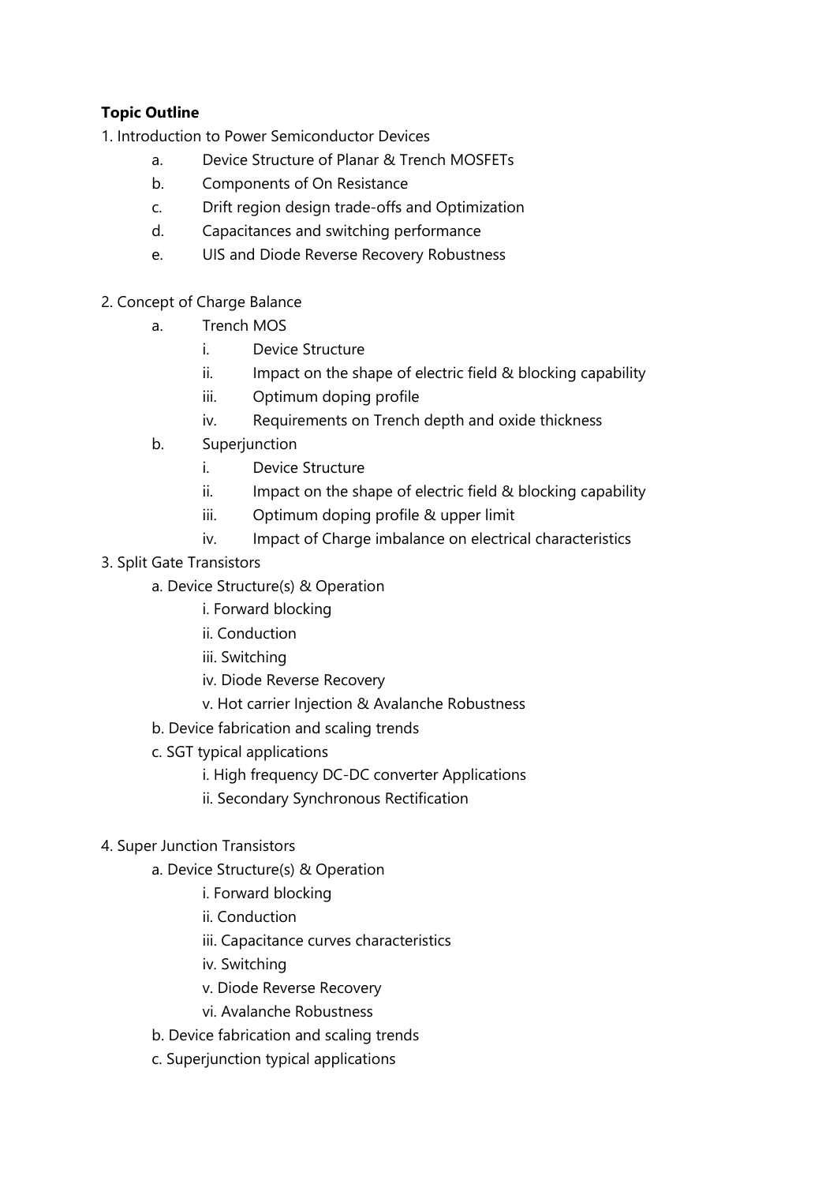**Topic Outline**

1. Introduction to Power Semiconductor Devices
    a. Device Structure of Planar & Trench MOSFETs
    b. Components of On Resistance
    c. Drift region design trade-offs and Optimization
    d. Capacitances and switching performance
    e. UIS and Diode Reverse Recovery Robustness

2. Concept of Charge Balance
    a. Trench MOS
        i. Device Structure
        ii. Impact on the shape of electric field & blocking capability
        iii. Optimum doping profile
        iv. Requirements on Trench depth and oxide thickness
    b. Superjunction
        i. Device Structure
        ii. Impact on the shape of electric field & blocking capability
        iii. Optimum doping profile & upper limit
        iv. Impact of Charge imbalance on electrical characteristics

3. Split Gate Transistors
    a. Device Structure(s) & Operation
        i. Forward blocking
        ii. Conduction
        iii. Switching
        iv. Diode Reverse Recovery
        v. Hot carrier Injection & Avalanche Robustness
    b. Device fabrication and scaling trends
    c. SGT typical applications
        i. High frequency DC-DC converter Applications
        ii. Secondary Synchronous Rectification

4. Super Junction Transistors
    a. Device Structure(s) & Operation
        i. Forward blocking
        ii. Conduction
        iii. Capacitance curves characteristics
        iv. Switching
        v. Diode Reverse Recovery
        vi. Avalanche Robustness
    b. Device fabrication and scaling trends
    c. Superjunction typical applications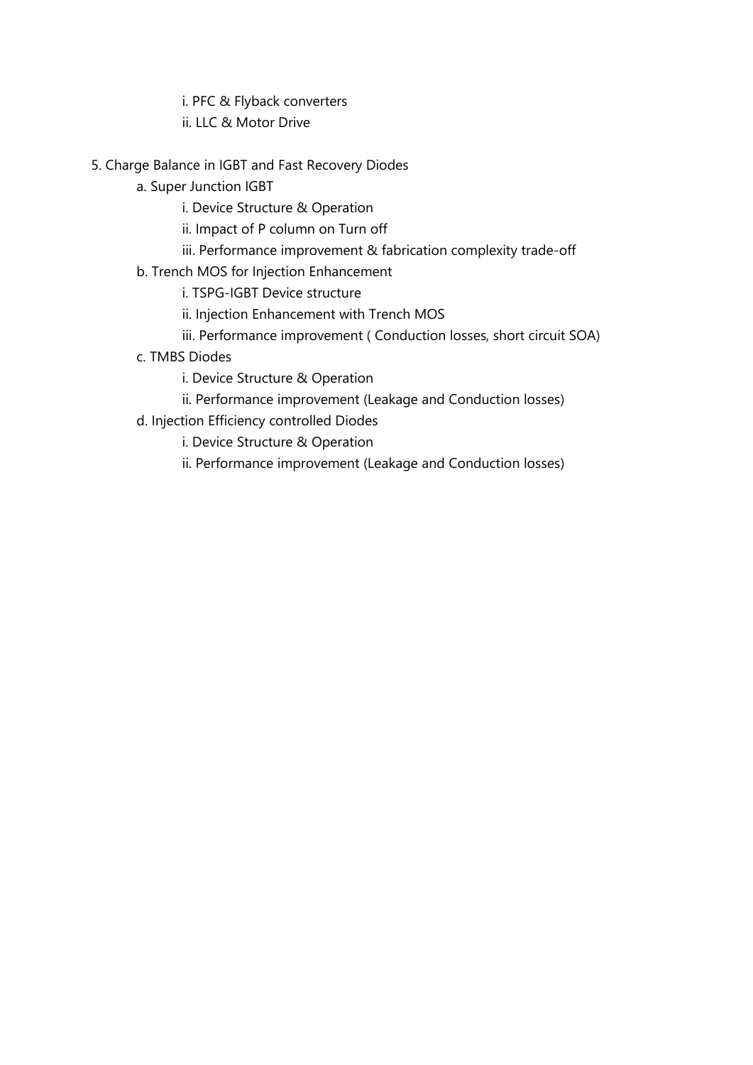i. PFC & Flyback converters
      ii. LLC & Motor Drive

5. Charge Balance in IGBT and Fast Recovery Diodes
   a. Super Junction IGBT
      i. Device Structure & Operation
      ii. Impact of P column on Turn off
      iii. Performance improvement & fabrication complexity trade-off
   b. Trench MOS for Injection Enhancement
      i. TSPG-IGBT Device structure
      ii. Injection Enhancement with Trench MOS
      iii. Performance improvement ( Conduction losses, short circuit SOA)
   c. TMBS Diodes
      i. Device Structure & Operation
      ii. Performance improvement (Leakage and Conduction losses)
   d. Injection Efficiency controlled Diodes
      i. Device Structure & Operation
      ii. Performance improvement (Leakage and Conduction losses)